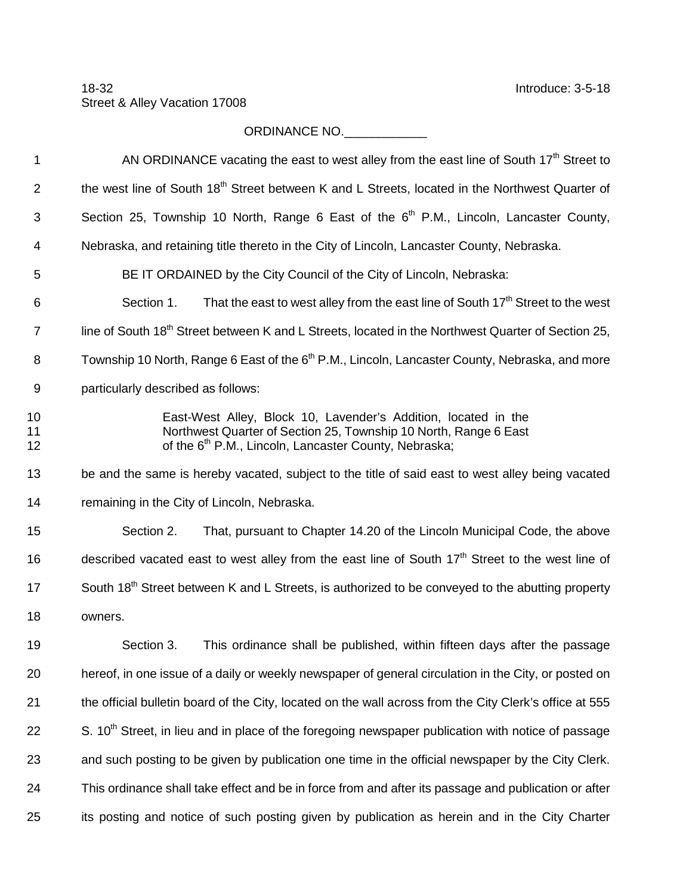18-32
Street & Alley Vacation 17008

Introduce: 3-5-18

ORDINANCE NO.____________

AN ORDINANCE vacating the east to west alley from the east line of South 17th Street to the west line of South 18th Street between K and L Streets, located in the Northwest Quarter of Section 25, Township 10 North, Range 6 East of the 6th P.M., Lincoln, Lancaster County, Nebraska, and retaining title thereto in the City of Lincoln, Lancaster County, Nebraska.

BE IT ORDAINED by the City Council of the City of Lincoln, Nebraska:

Section 1. That the east to west alley from the east line of South 17th Street to the west line of South 18th Street between K and L Streets, located in the Northwest Quarter of Section 25, Township 10 North, Range 6 East of the 6th P.M., Lincoln, Lancaster County, Nebraska, and more particularly described as follows:

> East-West Alley, Block 10, Lavender's Addition, located in the Northwest Quarter of Section 25, Township 10 North, Range 6 East of the 6th P.M., Lincoln, Lancaster County, Nebraska;

be and the same is hereby vacated, subject to the title of said east to west alley being vacated remaining in the City of Lincoln, Nebraska.

Section 2. That, pursuant to Chapter 14.20 of the Lincoln Municipal Code, the above described vacated east to west alley from the east line of South 17th Street to the west line of South 18th Street between K and L Streets, is authorized to be conveyed to the abutting property owners.

Section 3. This ordinance shall be published, within fifteen days after the passage hereof, in one issue of a daily or weekly newspaper of general circulation in the City, or posted on the official bulletin board of the City, located on the wall across from the City Clerk's office at 555 S. 10th Street, in lieu and in place of the foregoing newspaper publication with notice of passage and such posting to be given by publication one time in the official newspaper by the City Clerk. This ordinance shall take effect and be in force from and after its passage and publication or after its posting and notice of such posting given by publication as herein and in the City Charter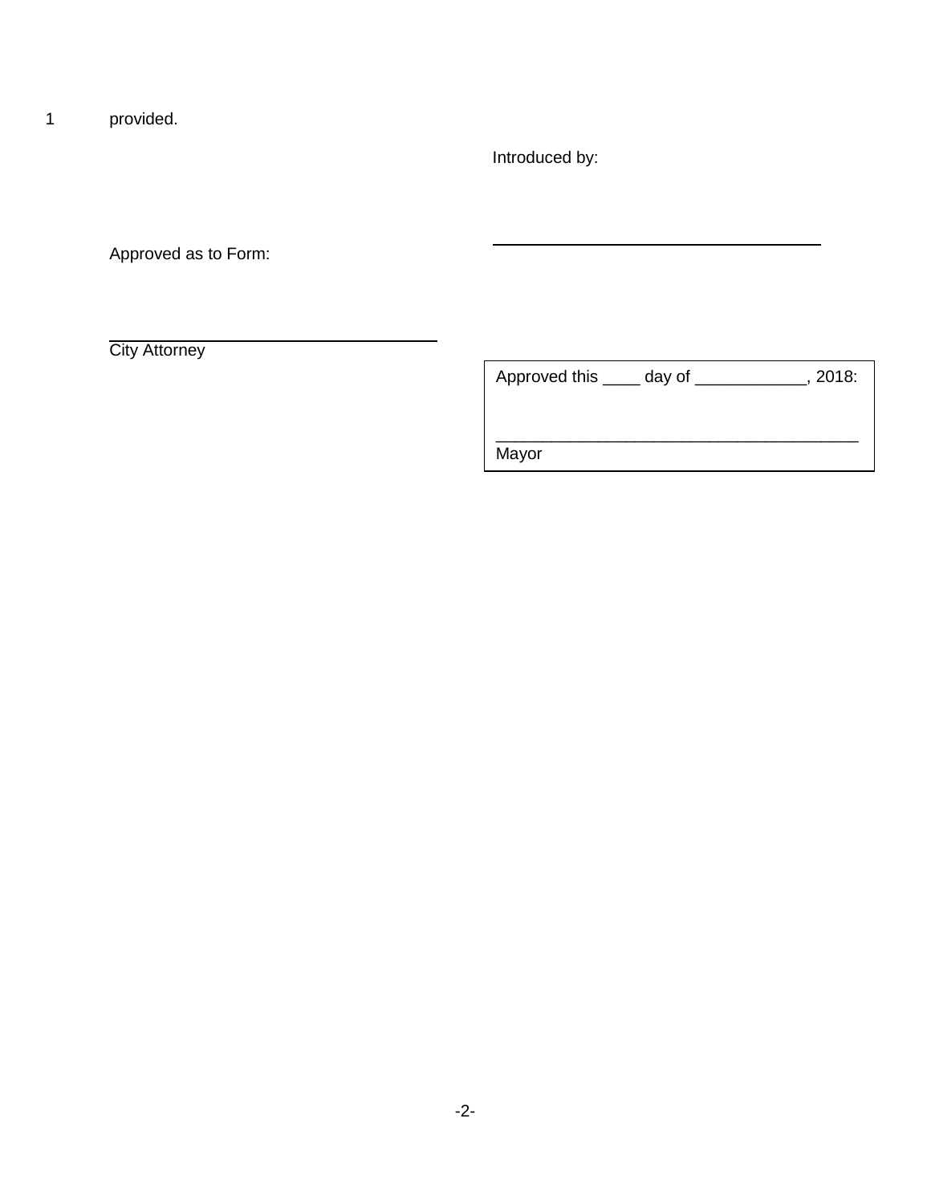1 provided.

Introduced by:

\_\_\_\_\_\_\_\_\_\_\_\_\_\_\_\_\_\_\_\_\_\_\_\_\_\_\_\_\_\_\_\_\_\_\_\_

Approved as to Form:

\_\_\_\_\_\_\_\_\_\_\_\_\_\_\_\_\_\_\_\_\_\_\_\_\_\_\_\_\_\_\_\_\_\_\_\_

City Attorney

Approved this ____ day of ____________, 2018:

_______________________________________

Mayor